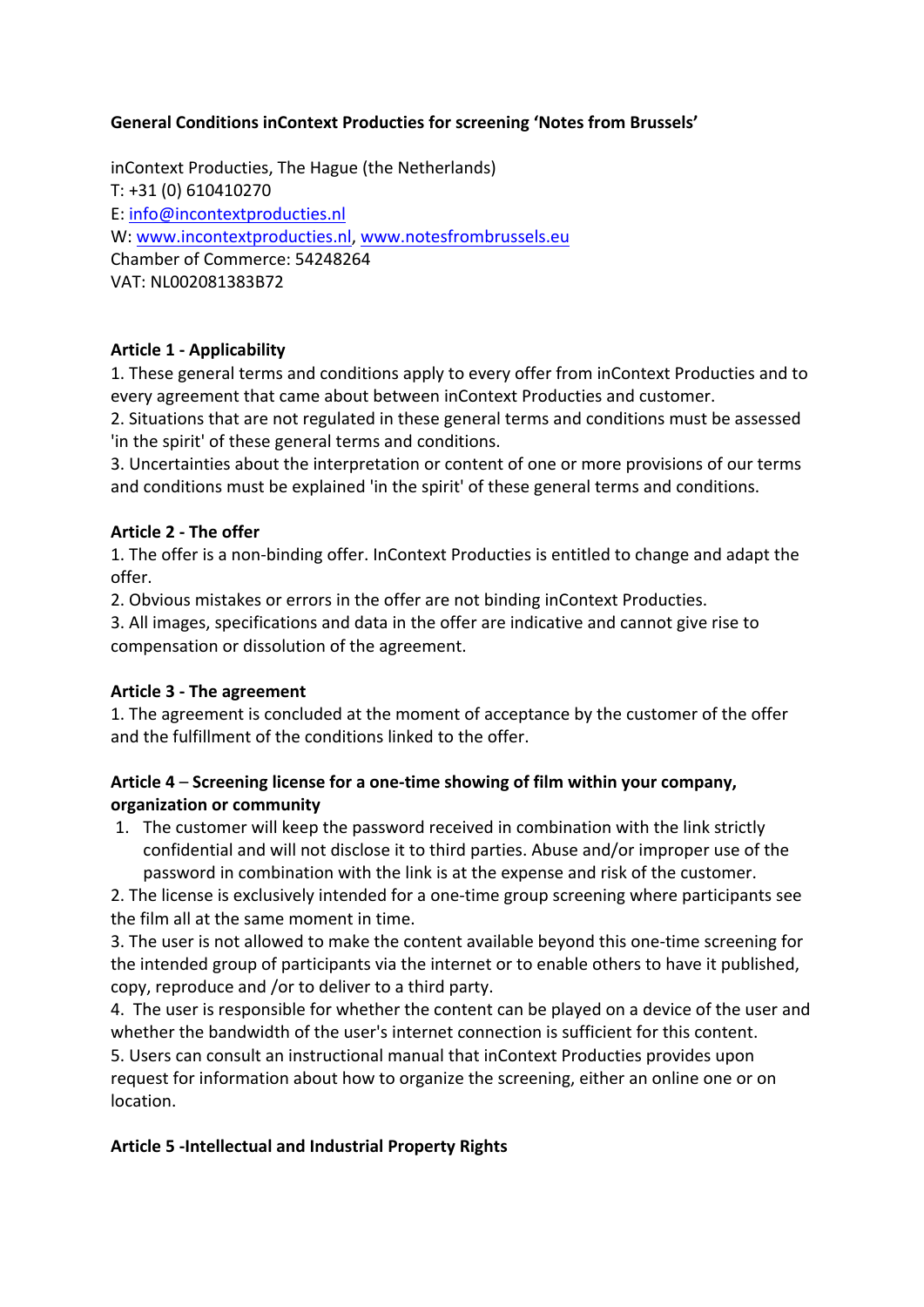**General Conditions inContext Producties for screening 'Notes from Brussels'**

inContext Producties, The Hague (the Netherlands)
T: +31 (0) 610410270
E: info@incontextproducties.nl
W: www.incontextproducties.nl, www.notesfrombrussels.eu
Chamber of Commerce: 54248264
VAT: NL002081383B72

**Article 1 - Applicability**

1. These general terms and conditions apply to every offer from inContext Producties and to every agreement that came about between inContext Producties and customer.
2. Situations that are not regulated in these general terms and conditions must be assessed 'in the spirit' of these general terms and conditions.
3. Uncertainties about the interpretation or content of one or more provisions of our terms and conditions must be explained 'in the spirit' of these general terms and conditions.

**Article 2 - The offer**

1. The offer is a non-binding offer. InContext Producties is entitled to change and adapt the offer.
2. Obvious mistakes or errors in the offer are not binding inContext Producties.
3. All images, specifications and data in the offer are indicative and cannot give rise to compensation or dissolution of the agreement.

**Article 3 - The agreement**

1. The agreement is concluded at the moment of acceptance by the customer of the offer and the fulfillment of the conditions linked to the offer.

**Article 4 – Screening license for a one-time showing of film within your company, organization or community**

1. The customer will keep the password received in combination with the link strictly confidential and will not disclose it to third parties. Abuse and/or improper use of the password in combination with the link is at the expense and risk of the customer.
2. The license is exclusively intended for a one-time group screening where participants see the film all at the same moment in time.
3. The user is not allowed to make the content available beyond this one-time screening for the intended group of participants via the internet or to enable others to have it published, copy, reproduce and /or to deliver to a third party.
4. The user is responsible for whether the content can be played on a device of the user and whether the bandwidth of the user's internet connection is sufficient for this content.
5. Users can consult an instructional manual that inContext Producties provides upon request for information about how to organize the screening, either an online one or on location.

**Article 5 -Intellectual and Industrial Property Rights**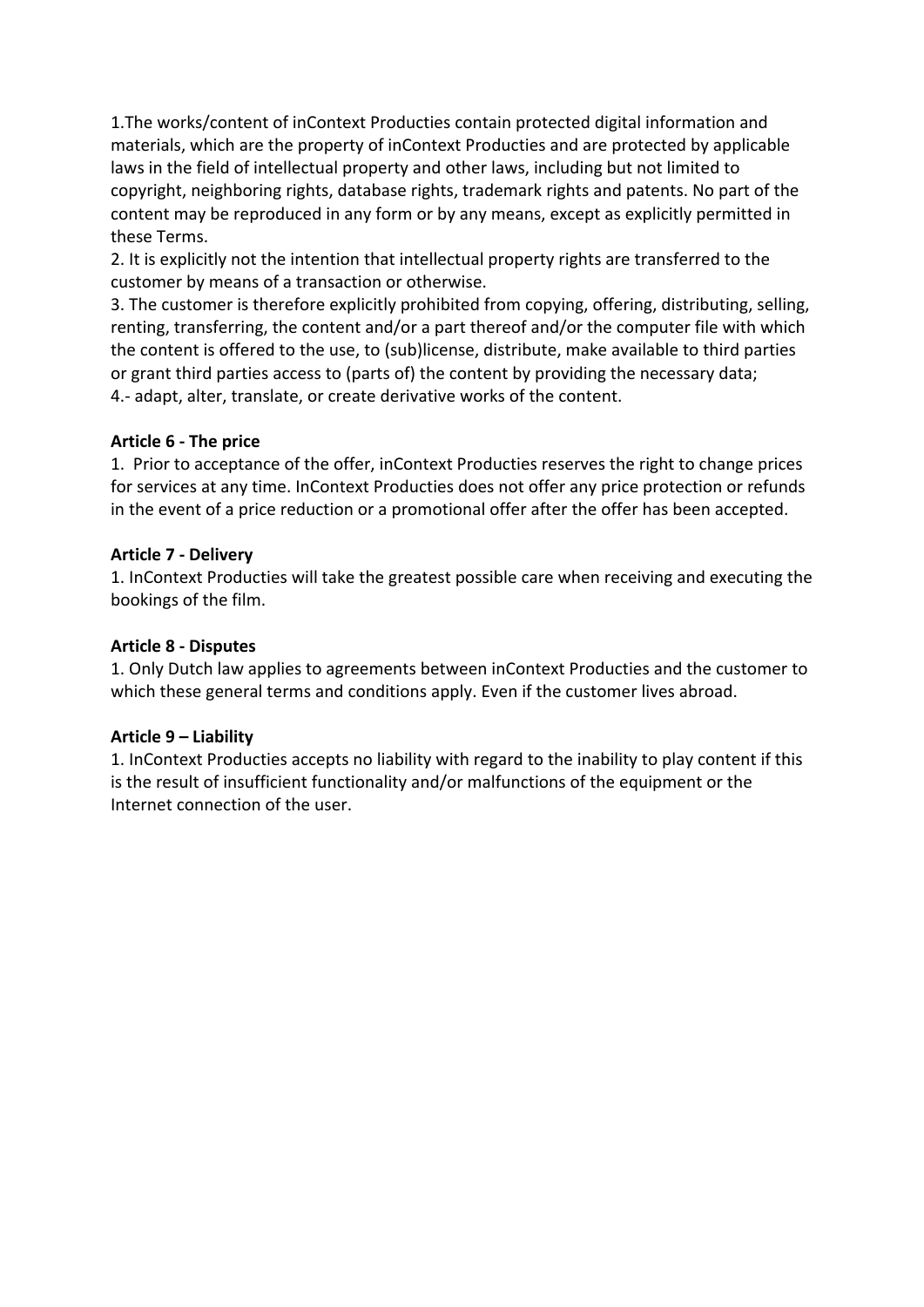1.The works/content of inContext Producties contain protected digital information and materials, which are the property of inContext Producties and are protected by applicable laws in the field of intellectual property and other laws, including but not limited to copyright, neighboring rights, database rights, trademark rights and patents. No part of the content may be reproduced in any form or by any means, except as explicitly permitted in these Terms.
2. It is explicitly not the intention that intellectual property rights are transferred to the customer by means of a transaction or otherwise.
3. The customer is therefore explicitly prohibited from copying, offering, distributing, selling, renting, transferring, the content and/or a part thereof and/or the computer file with which the content is offered to the use, to (sub)license, distribute, make available to third parties or grant third parties access to (parts of) the content by providing the necessary data;
4.- adapt, alter, translate, or create derivative works of the content.

**Article 6 - The price**

1. Prior to acceptance of the offer, inContext Producties reserves the right to change prices for services at any time. InContext Producties does not offer any price protection or refunds in the event of a price reduction or a promotional offer after the offer has been accepted.

**Article 7 - Delivery**

1. InContext Producties will take the greatest possible care when receiving and executing the bookings of the film.

**Article 8 - Disputes**

1. Only Dutch law applies to agreements between inContext Producties and the customer to which these general terms and conditions apply. Even if the customer lives abroad.

**Article 9 – Liability**

1. InContext Producties accepts no liability with regard to the inability to play content if this is the result of insufficient functionality and/or malfunctions of the equipment or the Internet connection of the user.